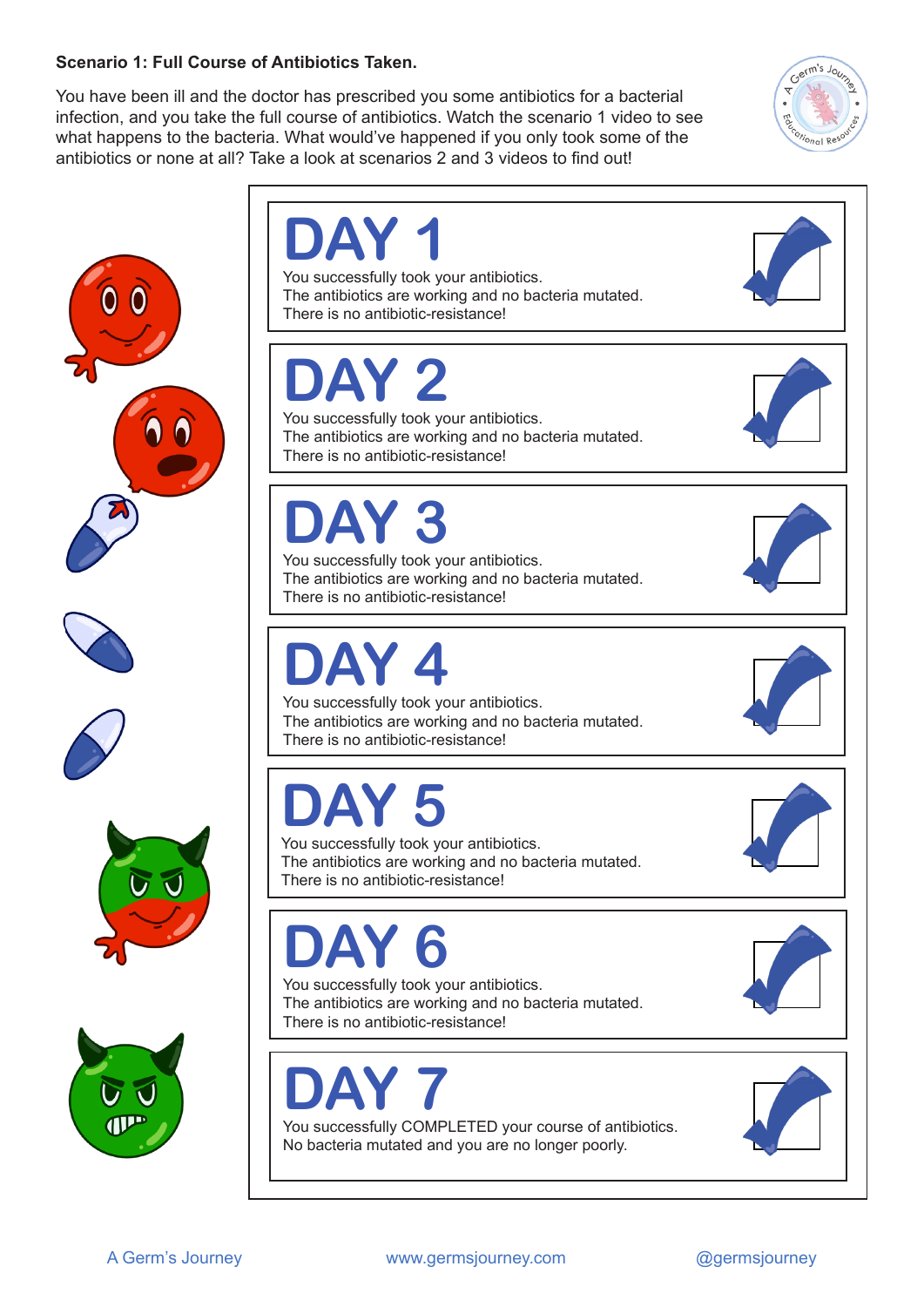**Scenario 1: Full Course of Antibiotics Taken.**

You have been ill and the doctor has prescribed you some antibiotics for a bacterial infection, and you take the full course of antibiotics. Watch the scenario 1 video to see what happens to the bacteria. What would've happened if you only took some of the antibiotics or none at all? Take a look at scenarios 2 and 3 videos to find out!

## DAY 1

You successfully took your antibiotics.
The antibiotics are working and no bacteria mutated.
There is no antibiotic-resistance!

## DAY 2

You successfully took your antibiotics.
The antibiotics are working and no bacteria mutated.
There is no antibiotic-resistance!

## DAY 3

You successfully took your antibiotics.
The antibiotics are working and no bacteria mutated.
There is no antibiotic-resistance!

## DAY 4

You successfully took your antibiotics.
The antibiotics are working and no bacteria mutated.
There is no antibiotic-resistance!

## DAY 5

You successfully took your antibiotics.
The antibiotics are working and no bacteria mutated.
There is no antibiotic-resistance!

## DAY 6

You successfully took your antibiotics.
The antibiotics are working and no bacteria mutated.
There is no antibiotic-resistance!

## DAY 7

You successfully COMPLETED your course of antibiotics.
No bacteria mutated and you are no longer poorly.

A Germ's Journey www.germsjourney.com @germsjourney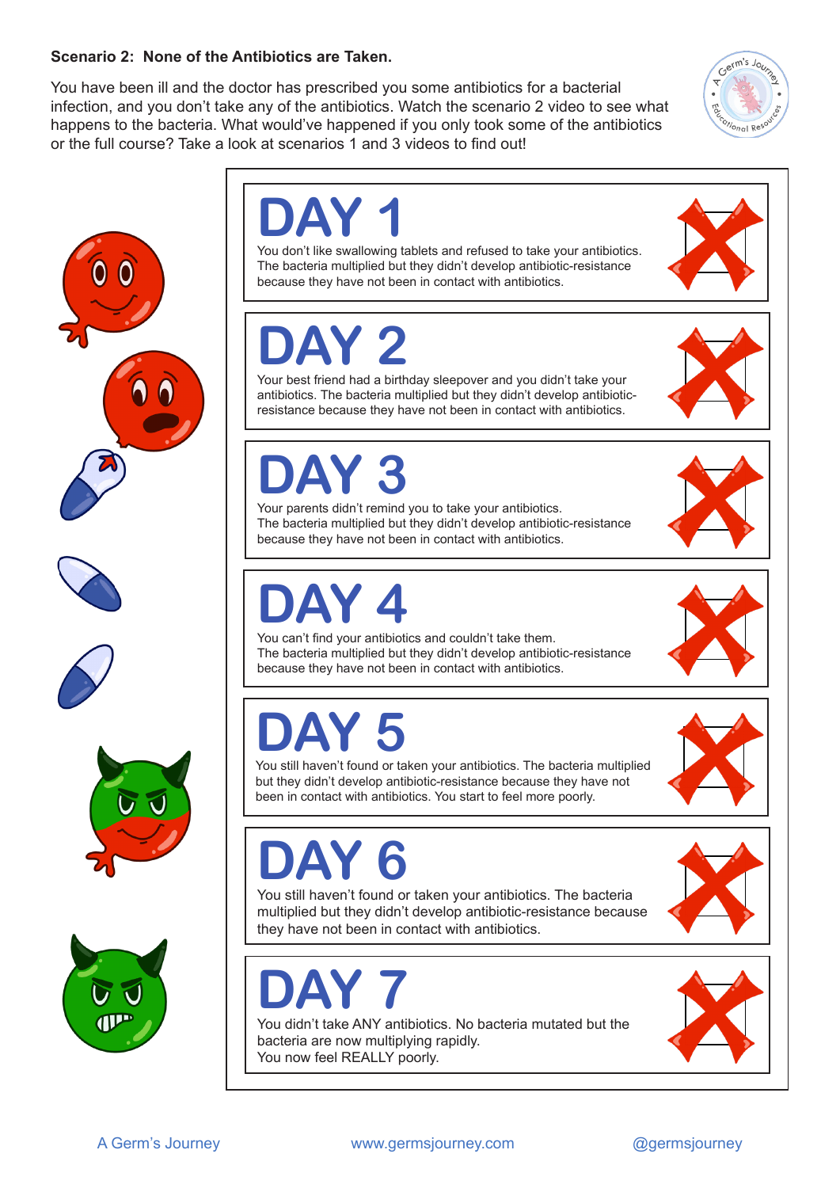**Scenario 2: None of the Antibiotics are Taken.**

You have been ill and the doctor has prescribed you some antibiotics for a bacterial infection, and you don't take any of the antibiotics. Watch the scenario 2 video to see what happens to the bacteria. What would've happened if you only took some of the antibiotics or the full course? Take a look at scenarios 1 and 3 videos to find out!

## DAY 1

You don't like swallowing tablets and refused to take your antibiotics. The bacteria multiplied but they didn't develop antibiotic-resistance because they have not been in contact with antibiotics.

## DAY 2

Your best friend had a birthday sleepover and you didn't take your antibiotics. The bacteria multiplied but they didn't develop antibiotic-resistance because they have not been in contact with antibiotics.

## DAY 3

Your parents didn't remind you to take your antibiotics. The bacteria multiplied but they didn't develop antibiotic-resistance because they have not been in contact with antibiotics.

## DAY 4

You can't find your antibiotics and couldn't take them. The bacteria multiplied but they didn't develop antibiotic-resistance because they have not been in contact with antibiotics.

## DAY 5

You still haven't found or taken your antibiotics. The bacteria multiplied but they didn't develop antibiotic-resistance because they have not been in contact with antibiotics. You start to feel more poorly.

## DAY 6

You still haven't found or taken your antibiotics. The bacteria multiplied but they didn't develop antibiotic-resistance because they have not been in contact with antibiotics.

## DAY 7

You didn't take ANY antibiotics. No bacteria mutated but the bacteria are now multiplying rapidly. You now feel REALLY poorly.

A Germ's Journey www.germsjourney.com @germsjourney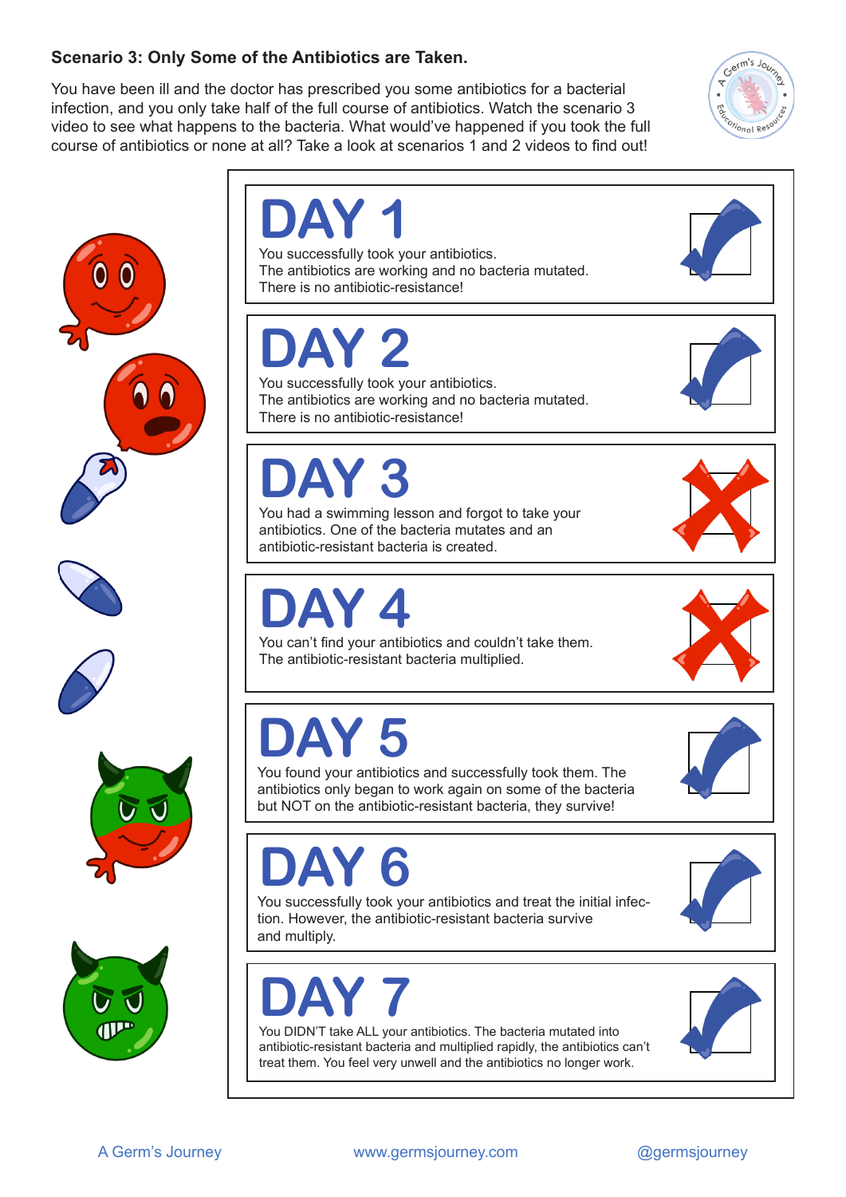**Scenario 3: Only Some of the Antibiotics are Taken.**

You have been ill and the doctor has prescribed you some antibiotics for a bacterial infection, and you only take half of the full course of antibiotics. Watch the scenario 3 video to see what happens to the bacteria. What would've happened if you took the full course of antibiotics or none at all? Take a look at scenarios 1 and 2 videos to find out!

## DAY 1

You successfully took your antibiotics.
The antibiotics are working and no bacteria mutated.
There is no antibiotic-resistance!

## DAY 2

You successfully took your antibiotics.
The antibiotics are working and no bacteria mutated.
There is no antibiotic-resistance!

## DAY 3

You had a swimming lesson and forgot to take your antibiotics. One of the bacteria mutates and an antibiotic-resistant bacteria is created.

## DAY 4

You can't find your antibiotics and couldn't take them.
The antibiotic-resistant bacteria multiplied.

## DAY 5

You found your antibiotics and successfully took them. The antibiotics only began to work again on some of the bacteria but NOT on the antibiotic-resistant bacteria, they survive!

## DAY 6

You successfully took your antibiotics and treat the initial infection. However, the antibiotic-resistant bacteria survive and multiply.

## DAY 7

You DIDN'T take ALL your antibiotics. The bacteria mutated into antibiotic-resistant bacteria and multiplied rapidly, the antibiotics can't treat them. You feel very unwell and the antibiotics no longer work.